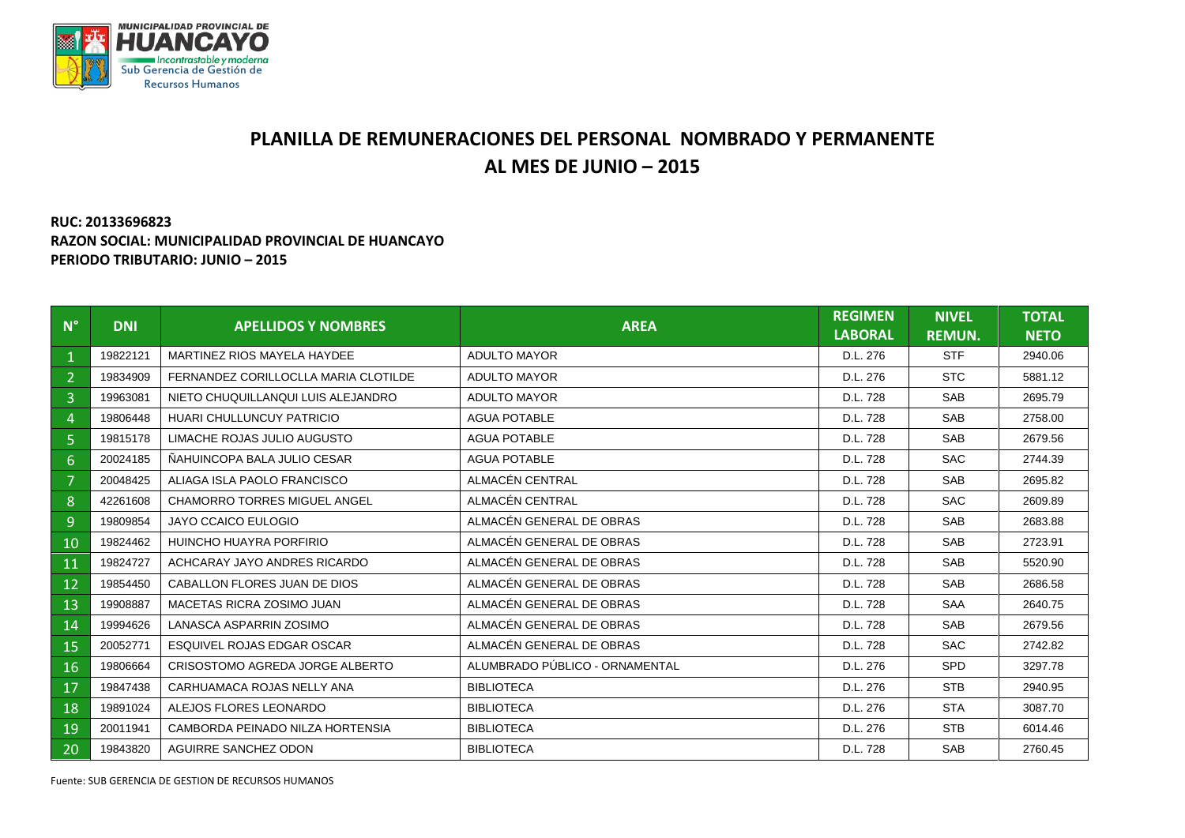MUNICIPALIDAD PROVINCIAL DE
HUANCAYO
Incontrastable y moderna
Sub Gerencia de Gestión de
Recursos Humanos

# PLANILLA DE REMUNERACIONES DEL PERSONAL NOMBRADO Y PERMANENTE
# AL MES DE JUNIO – 2015

**RUC: 20133696823**
**RAZON SOCIAL: MUNICIPALIDAD PROVINCIAL DE HUANCAYO**
**PERIODO TRIBUTARIO: JUNIO – 2015**

| N° | DNI | APELLIDOS Y NOMBRES | AREA | REGIMEN LABORAL | NIVEL REMUN. | TOTAL NETO |
|---|---|---|---|---|---|---|
| 1 | 19822121 | MARTINEZ RIOS MAYELA HAYDEE | ADULTO MAYOR | D.L. 276 | STF | 2940.06 |
| 2 | 19834909 | FERNANDEZ CORILLOCLLA MARIA CLOTILDE | ADULTO MAYOR | D.L. 276 | STC | 5881.12 |
| 3 | 19963081 | NIETO CHUQUILLANQUI LUIS ALEJANDRO | ADULTO MAYOR | D.L. 728 | SAB | 2695.79 |
| 4 | 19806448 | HUARI CHULLUNCUY PATRICIO | AGUA POTABLE | D.L. 728 | SAB | 2758.00 |
| 5 | 19815178 | LIMACHE ROJAS JULIO AUGUSTO | AGUA POTABLE | D.L. 728 | SAB | 2679.56 |
| 6 | 20024185 | ÑAHUINCOPA BALA JULIO CESAR | AGUA POTABLE | D.L. 728 | SAC | 2744.39 |
| 7 | 20048425 | ALIAGA ISLA PAOLO FRANCISCO | ALMACÉN CENTRAL | D.L. 728 | SAB | 2695.82 |
| 8 | 42261608 | CHAMORRO TORRES MIGUEL ANGEL | ALMACÉN CENTRAL | D.L. 728 | SAC | 2609.89 |
| 9 | 19809854 | JAYO CCAICO EULOGIO | ALMACÉN GENERAL DE OBRAS | D.L. 728 | SAB | 2683.88 |
| 10 | 19824462 | HUINCHO HUAYRA PORFIRIO | ALMACÉN GENERAL DE OBRAS | D.L. 728 | SAB | 2723.91 |
| 11 | 19824727 | ACHCARAY JAYO ANDRES RICARDO | ALMACÉN GENERAL DE OBRAS | D.L. 728 | SAB | 5520.90 |
| 12 | 19854450 | CABALLON FLORES JUAN DE DIOS | ALMACÉN GENERAL DE OBRAS | D.L. 728 | SAB | 2686.58 |
| 13 | 19908887 | MACETAS RICRA ZOSIMO JUAN | ALMACÉN GENERAL DE OBRAS | D.L. 728 | SAA | 2640.75 |
| 14 | 19994626 | LANASCA ASPARRIN ZOSIMO | ALMACÉN GENERAL DE OBRAS | D.L. 728 | SAB | 2679.56 |
| 15 | 20052771 | ESQUIVEL ROJAS EDGAR OSCAR | ALMACÉN GENERAL DE OBRAS | D.L. 728 | SAC | 2742.82 |
| 16 | 19806664 | CRISOSTOMO AGREDA JORGE ALBERTO | ALUMBRADO PÚBLICO - ORNAMENTAL | D.L. 276 | SPD | 3297.78 |
| 17 | 19847438 | CARHUAMACA ROJAS NELLY ANA | BIBLIOTECA | D.L. 276 | STB | 2940.95 |
| 18 | 19891024 | ALEJOS FLORES LEONARDO | BIBLIOTECA | D.L. 276 | STA | 3087.70 |
| 19 | 20011941 | CAMBORDA PEINADO NILZA HORTENSIA | BIBLIOTECA | D.L. 276 | STB | 6014.46 |
| 20 | 19843820 | AGUIRRE SANCHEZ ODON | BIBLIOTECA | D.L. 728 | SAB | 2760.45 |

Fuente: SUB GERENCIA DE GESTION DE RECURSOS HUMANOS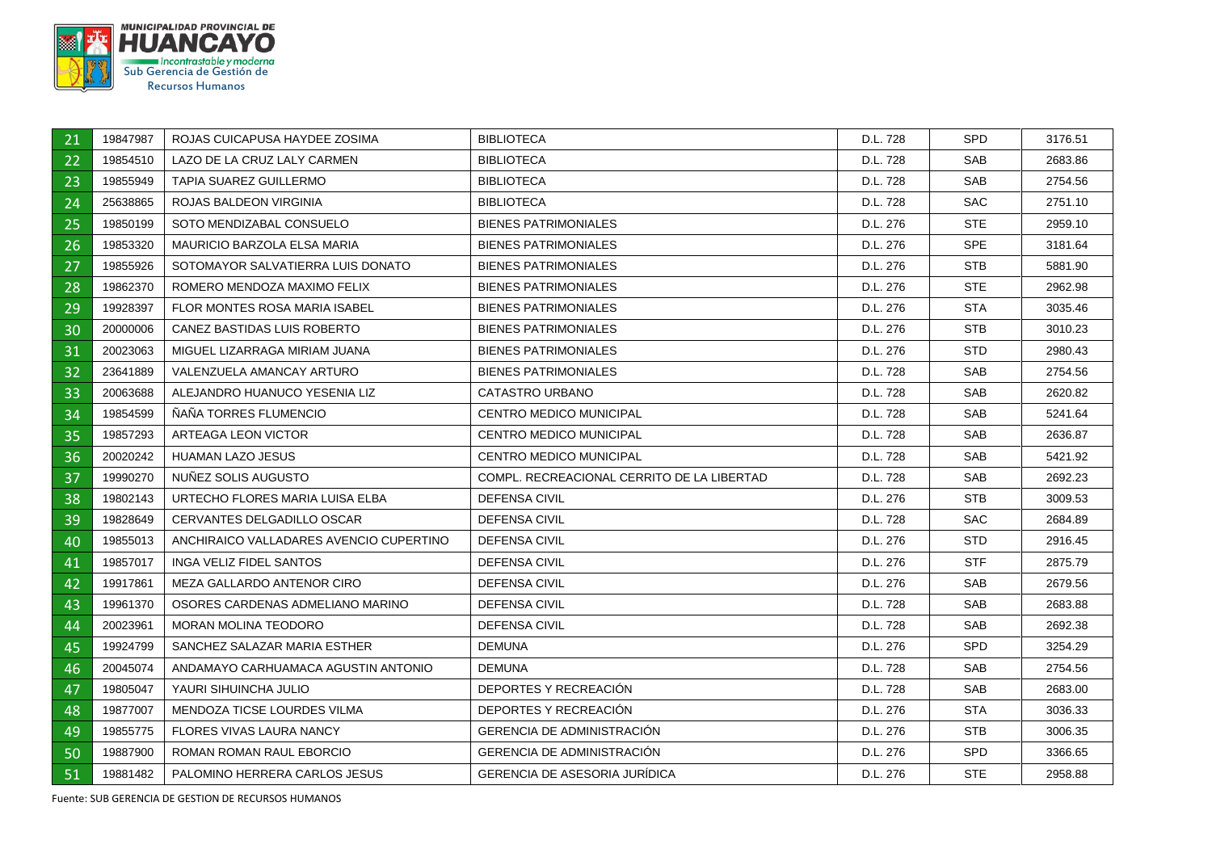| 21 | 19847987 | ROJAS CUICAPUSA HAYDEE ZOSIMA | BIBLIOTECA | D.L. 728 | SPD | 3176.51 |
|---|---|---|---|---|---|---|
| 22 | 19854510 | LAZO DE LA CRUZ LALY CARMEN | BIBLIOTECA | D.L. 728 | SAB | 2683.86 |
| 23 | 19855949 | TAPIA SUAREZ GUILLERMO | BIBLIOTECA | D.L. 728 | SAB | 2754.56 |
| 24 | 25638865 | ROJAS BALDEON VIRGINIA | BIBLIOTECA | D.L. 728 | SAC | 2751.10 |
| 25 | 19850199 | SOTO MENDIZABAL CONSUELO | BIENES PATRIMONIALES | D.L. 276 | STE | 2959.10 |
| 26 | 19853320 | MAURICIO BARZOLA ELSA MARIA | BIENES PATRIMONIALES | D.L. 276 | SPE | 3181.64 |
| 27 | 19855926 | SOTOMAYOR SALVATIERRA LUIS DONATO | BIENES PATRIMONIALES | D.L. 276 | STB | 5881.90 |
| 28 | 19862370 | ROMERO MENDOZA MAXIMO FELIX | BIENES PATRIMONIALES | D.L. 276 | STE | 2962.98 |
| 29 | 19928397 | FLOR MONTES ROSA MARIA ISABEL | BIENES PATRIMONIALES | D.L. 276 | STA | 3035.46 |
| 30 | 20000006 | CANEZ BASTIDAS LUIS ROBERTO | BIENES PATRIMONIALES | D.L. 276 | STB | 3010.23 |
| 31 | 20023063 | MIGUEL LIZARRAGA MIRIAM JUANA | BIENES PATRIMONIALES | D.L. 276 | STD | 2980.43 |
| 32 | 23641889 | VALENZUELA AMANCAY ARTURO | BIENES PATRIMONIALES | D.L. 728 | SAB | 2754.56 |
| 33 | 20063688 | ALEJANDRO HUANUCO YESENIA LIZ | CATASTRO URBANO | D.L. 728 | SAB | 2620.82 |
| 34 | 19854599 | ÑAÑA TORRES FLUMENCIO | CENTRO MEDICO MUNICIPAL | D.L. 728 | SAB | 5241.64 |
| 35 | 19857293 | ARTEAGA LEON VICTOR | CENTRO MEDICO MUNICIPAL | D.L. 728 | SAB | 2636.87 |
| 36 | 20020242 | HUAMAN LAZO JESUS | CENTRO MEDICO MUNICIPAL | D.L. 728 | SAB | 5421.92 |
| 37 | 19990270 | NUÑEZ SOLIS AUGUSTO | COMPL. RECREACIONAL CERRITO DE LA LIBERTAD | D.L. 728 | SAB | 2692.23 |
| 38 | 19802143 | URTECHO FLORES MARIA LUISA ELBA | DEFENSA CIVIL | D.L. 276 | STB | 3009.53 |
| 39 | 19828649 | CERVANTES DELGADILLO OSCAR | DEFENSA CIVIL | D.L. 728 | SAC | 2684.89 |
| 40 | 19855013 | ANCHIRAICO VALLADARES AVENCIO CUPERTINO | DEFENSA CIVIL | D.L. 276 | STD | 2916.45 |
| 41 | 19857017 | INGA VELIZ FIDEL SANTOS | DEFENSA CIVIL | D.L. 276 | STF | 2875.79 |
| 42 | 19917861 | MEZA GALLARDO ANTENOR CIRO | DEFENSA CIVIL | D.L. 276 | SAB | 2679.56 |
| 43 | 19961370 | OSORES CARDENAS ADMELIANO MARINO | DEFENSA CIVIL | D.L. 728 | SAB | 2683.88 |
| 44 | 20023961 | MORAN MOLINA TEODORO | DEFENSA CIVIL | D.L. 728 | SAB | 2692.38 |
| 45 | 19924799 | SANCHEZ SALAZAR MARIA ESTHER | DEMUNA | D.L. 276 | SPD | 3254.29 |
| 46 | 20045074 | ANDAMAYO CARHUAMACA AGUSTIN ANTONIO | DEMUNA | D.L. 728 | SAB | 2754.56 |
| 47 | 19805047 | YAURI SIHUINCHA JULIO | DEPORTES Y RECREACIÓN | D.L. 728 | SAB | 2683.00 |
| 48 | 19877007 | MENDOZA TICSE LOURDES VILMA | DEPORTES Y RECREACIÓN | D.L. 276 | STA | 3036.33 |
| 49 | 19855775 | FLORES VIVAS LAURA NANCY | GERENCIA DE ADMINISTRACIÓN | D.L. 276 | STB | 3006.35 |
| 50 | 19887900 | ROMAN ROMAN RAUL EBORCIO | GERENCIA DE ADMINISTRACIÓN | D.L. 276 | SPD | 3366.65 |
| 51 | 19881482 | PALOMINO HERRERA CARLOS JESUS | GERENCIA DE ASESORIA JURÍDICA | D.L. 276 | STE | 2958.88 |

Fuente: SUB GERENCIA DE GESTION DE RECURSOS HUMANOS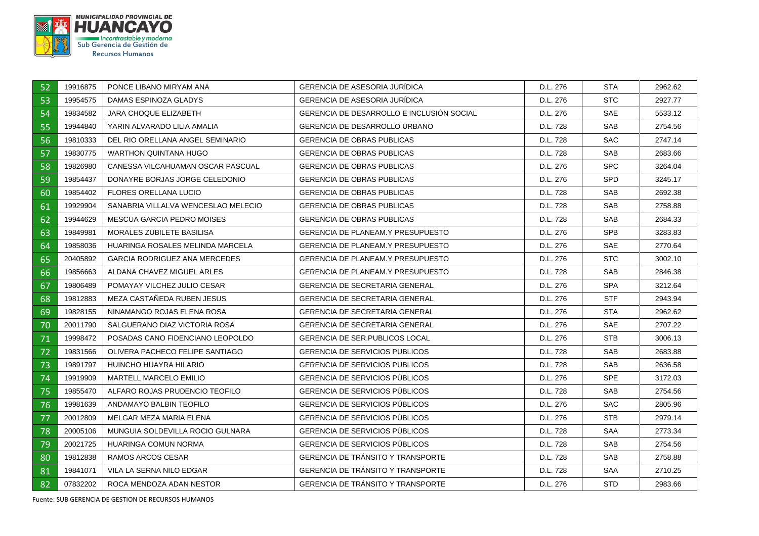| 52 | 19916875 | PONCE LIBANO MIRYAM ANA | GERENCIA DE ASESORIA JURÍDICA | D.L. 276 | STA | 2962.62 |
|---|---|---|---|---|---|---|
| 53 | 19954575 | DAMAS ESPINOZA GLADYS | GERENCIA DE ASESORIA JURÍDICA | D.L. 276 | STC | 2927.77 |
| 54 | 19834582 | JARA CHOQUE ELIZABETH | GERENCIA DE DESARROLLO E INCLUSIÓN SOCIAL | D.L. 276 | SAE | 5533.12 |
| 55 | 19944840 | YARIN ALVARADO LILIA AMALIA | GERENCIA DE DESARROLLO URBANO | D.L. 728 | SAB | 2754.56 |
| 56 | 19810333 | DEL RIO ORELLANA ANGEL SEMINARIO | GERENCIA DE OBRAS PUBLICAS | D.L. 728 | SAC | 2747.14 |
| 57 | 19830775 | WARTHON QUINTANA HUGO | GERENCIA DE OBRAS PUBLICAS | D.L. 728 | SAB | 2683.66 |
| 58 | 19826980 | CANESSA VILCAHUAMAN OSCAR PASCUAL | GERENCIA DE OBRAS PUBLICAS | D.L. 276 | SPC | 3264.04 |
| 59 | 19854437 | DONAYRE BORJAS JORGE CELEDONIO | GERENCIA DE OBRAS PUBLICAS | D.L. 276 | SPD | 3245.17 |
| 60 | 19854402 | FLORES ORELLANA LUCIO | GERENCIA DE OBRAS PUBLICAS | D.L. 728 | SAB | 2692.38 |
| 61 | 19929904 | SANABRIA VILLALVA WENCESLAO MELECIO | GERENCIA DE OBRAS PUBLICAS | D.L. 728 | SAB | 2758.88 |
| 62 | 19944629 | MESCUA GARCIA PEDRO MOISES | GERENCIA DE OBRAS PUBLICAS | D.L. 728 | SAB | 2684.33 |
| 63 | 19849981 | MORALES ZUBILETE BASILISA | GERENCIA DE PLANEAM.Y PRESUPUESTO | D.L. 276 | SPB | 3283.83 |
| 64 | 19858036 | HUARINGA ROSALES MELINDA MARCELA | GERENCIA DE PLANEAM.Y PRESUPUESTO | D.L. 276 | SAE | 2770.64 |
| 65 | 20405892 | GARCIA RODRIGUEZ ANA MERCEDES | GERENCIA DE PLANEAM.Y PRESUPUESTO | D.L. 276 | STC | 3002.10 |
| 66 | 19856663 | ALDANA CHAVEZ MIGUEL ARLES | GERENCIA DE PLANEAM.Y PRESUPUESTO | D.L. 728 | SAB | 2846.38 |
| 67 | 19806489 | POMAYAY VILCHEZ JULIO CESAR | GERENCIA DE SECRETARIA GENERAL | D.L. 276 | SPA | 3212.64 |
| 68 | 19812883 | MEZA CASTAÑEDA RUBEN JESUS | GERENCIA DE SECRETARIA GENERAL | D.L. 276 | STF | 2943.94 |
| 69 | 19828155 | NINAMANGO ROJAS ELENA ROSA | GERENCIA DE SECRETARIA GENERAL | D.L. 276 | STA | 2962.62 |
| 70 | 20011790 | SALGUERANO DIAZ VICTORIA ROSA | GERENCIA DE SECRETARIA GENERAL | D.L. 276 | SAE | 2707.22 |
| 71 | 19998472 | POSADAS CANO FIDENCIANO LEOPOLDO | GERENCIA DE SER.PUBLICOS LOCAL | D.L. 276 | STB | 3006.13 |
| 72 | 19831566 | OLIVERA PACHECO FELIPE SANTIAGO | GERENCIA DE SERVICIOS PUBLICOS | D.L. 728 | SAB | 2683.88 |
| 73 | 19891797 | HUINCHO HUAYRA HILARIO | GERENCIA DE SERVICIOS PUBLICOS | D.L. 728 | SAB | 2636.58 |
| 74 | 19919909 | MARTELL MARCELO EMILIO | GERENCIA DE SERVICIOS PÚBLICOS | D.L. 276 | SPE | 3172.03 |
| 75 | 19855470 | ALFARO ROJAS PRUDENCIO TEOFILO | GERENCIA DE SERVICIOS PÚBLICOS | D.L. 728 | SAB | 2754.56 |
| 76 | 19981639 | ANDAMAYO BALBIN TEOFILO | GERENCIA DE SERVICIOS PÚBLICOS | D.L. 276 | SAC | 2805.96 |
| 77 | 20012809 | MELGAR MEZA MARIA ELENA | GERENCIA DE SERVICIOS PÚBLICOS | D.L. 276 | STB | 2979.14 |
| 78 | 20005106 | MUNGUIA SOLDEVILLA ROCIO GULNARA | GERENCIA DE SERVICIOS PÚBLICOS | D.L. 728 | SAA | 2773.34 |
| 79 | 20021725 | HUARINGA COMUN NORMA | GERENCIA DE SERVICIOS PÚBLICOS | D.L. 728 | SAB | 2754.56 |
| 80 | 19812838 | RAMOS ARCOS CESAR | GERENCIA DE TRÁNSITO Y TRANSPORTE | D.L. 728 | SAB | 2758.88 |
| 81 | 19841071 | VILA LA SERNA NILO EDGAR | GERENCIA DE TRÁNSITO Y TRANSPORTE | D.L. 728 | SAA | 2710.25 |
| 82 | 07832202 | ROCA MENDOZA ADAN NESTOR | GERENCIA DE TRÁNSITO Y TRANSPORTE | D.L. 276 | STD | 2983.66 |

Fuente: SUB GERENCIA DE GESTION DE RECURSOS HUMANOS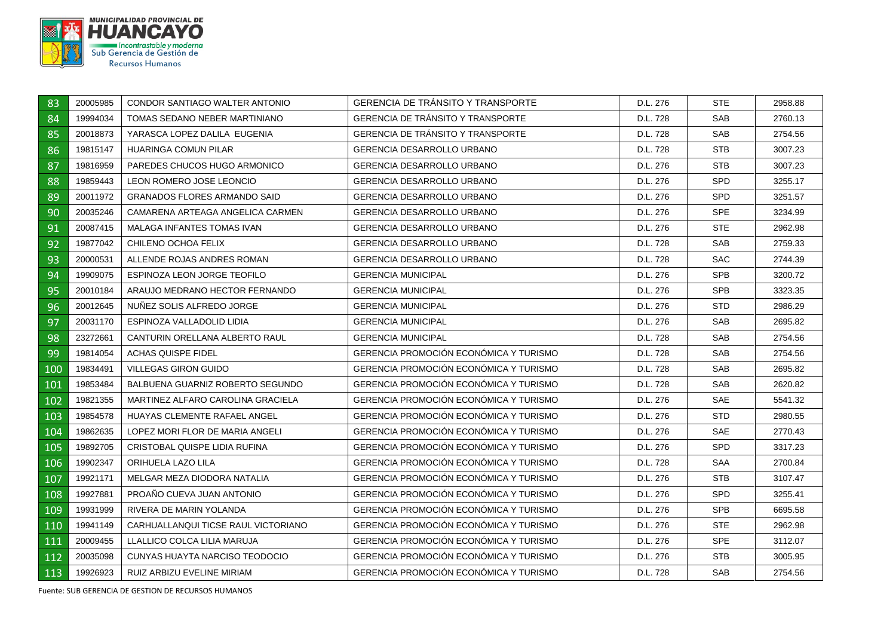| 83 | 20005985 | CONDOR SANTIAGO WALTER ANTONIO | GERENCIA DE TRÁNSITO Y TRANSPORTE | D.L. 276 | STE | 2958.88 |
|---|---|---|---|---|---|---|
| 84 | 19994034 | TOMAS SEDANO NEBER MARTINIANO | GERENCIA DE TRÁNSITO Y TRANSPORTE | D.L. 728 | SAB | 2760.13 |
| 85 | 20018873 | YARASCA LOPEZ DALILA EUGENIA | GERENCIA DE TRÁNSITO Y TRANSPORTE | D.L. 728 | SAB | 2754.56 |
| 86 | 19815147 | HUARINGA COMUN PILAR | GERENCIA DESARROLLO URBANO | D.L. 728 | STB | 3007.23 |
| 87 | 19816959 | PAREDES CHUCOS HUGO ARMONICO | GERENCIA DESARROLLO URBANO | D.L. 276 | STB | 3007.23 |
| 88 | 19859443 | LEON ROMERO JOSE LEONCIO | GERENCIA DESARROLLO URBANO | D.L. 276 | SPD | 3255.17 |
| 89 | 20011972 | GRANADOS FLORES ARMANDO SAID | GERENCIA DESARROLLO URBANO | D.L. 276 | SPD | 3251.57 |
| 90 | 20035246 | CAMARENA ARTEAGA ANGELICA CARMEN | GERENCIA DESARROLLO URBANO | D.L. 276 | SPE | 3234.99 |
| 91 | 20087415 | MALAGA INFANTES TOMAS IVAN | GERENCIA DESARROLLO URBANO | D.L. 276 | STE | 2962.98 |
| 92 | 19877042 | CHILENO OCHOA FELIX | GERENCIA DESARROLLO URBANO | D.L. 728 | SAB | 2759.33 |
| 93 | 20000531 | ALLENDE ROJAS ANDRES ROMAN | GERENCIA DESARROLLO URBANO | D.L. 728 | SAC | 2744.39 |
| 94 | 19909075 | ESPINOZA LEON JORGE TEOFILO | GERENCIA MUNICIPAL | D.L. 276 | SPB | 3200.72 |
| 95 | 20010184 | ARAUJO MEDRANO HECTOR FERNANDO | GERENCIA MUNICIPAL | D.L. 276 | SPB | 3323.35 |
| 96 | 20012645 | NUÑEZ SOLIS ALFREDO JORGE | GERENCIA MUNICIPAL | D.L. 276 | STD | 2986.29 |
| 97 | 20031170 | ESPINOZA VALLADOLID LIDIA | GERENCIA MUNICIPAL | D.L. 276 | SAB | 2695.82 |
| 98 | 23272661 | CANTURIN ORELLANA ALBERTO RAUL | GERENCIA MUNICIPAL | D.L. 728 | SAB | 2754.56 |
| 99 | 19814054 | ACHAS QUISPE FIDEL | GERENCIA PROMOCIÓN ECONÓMICA Y TURISMO | D.L. 728 | SAB | 2754.56 |
| 100 | 19834491 | VILLEGAS GIRON GUIDO | GERENCIA PROMOCIÓN ECONÓMICA Y TURISMO | D.L. 728 | SAB | 2695.82 |
| 101 | 19853484 | BALBUENA GUARNIZ ROBERTO SEGUNDO | GERENCIA PROMOCIÓN ECONÓMICA Y TURISMO | D.L. 728 | SAB | 2620.82 |
| 102 | 19821355 | MARTINEZ ALFARO CAROLINA GRACIELA | GERENCIA PROMOCIÓN ECONÓMICA Y TURISMO | D.L. 276 | SAE | 5541.32 |
| 103 | 19854578 | HUAYAS CLEMENTE RAFAEL ANGEL | GERENCIA PROMOCIÓN ECONÓMICA Y TURISMO | D.L. 276 | STD | 2980.55 |
| 104 | 19862635 | LOPEZ MORI FLOR DE MARIA ANGELI | GERENCIA PROMOCIÓN ECONÓMICA Y TURISMO | D.L. 276 | SAE | 2770.43 |
| 105 | 19892705 | CRISTOBAL QUISPE LIDIA RUFINA | GERENCIA PROMOCIÓN ECONÓMICA Y TURISMO | D.L. 276 | SPD | 3317.23 |
| 106 | 19902347 | ORIHUELA LAZO LILA | GERENCIA PROMOCIÓN ECONÓMICA Y TURISMO | D.L. 728 | SAA | 2700.84 |
| 107 | 19921171 | MELGAR MEZA DIODORA NATALIA | GERENCIA PROMOCIÓN ECONÓMICA Y TURISMO | D.L. 276 | STB | 3107.47 |
| 108 | 19927881 | PROAÑO CUEVA JUAN ANTONIO | GERENCIA PROMOCIÓN ECONÓMICA Y TURISMO | D.L. 276 | SPD | 3255.41 |
| 109 | 19931999 | RIVERA DE MARIN YOLANDA | GERENCIA PROMOCIÓN ECONÓMICA Y TURISMO | D.L. 276 | SPB | 6695.58 |
| 110 | 19941149 | CARHUALLANQUI TICSE RAUL VICTORIANO | GERENCIA PROMOCIÓN ECONÓMICA Y TURISMO | D.L. 276 | STE | 2962.98 |
| 111 | 20009455 | LLALLICO COLCA LILIA MARUJA | GERENCIA PROMOCIÓN ECONÓMICA Y TURISMO | D.L. 276 | SPE | 3112.07 |
| 112 | 20035098 | CUNYAS HUAYTA NARCISO TEODOCIO | GERENCIA PROMOCIÓN ECONÓMICA Y TURISMO | D.L. 276 | STB | 3005.95 |
| 113 | 19926923 | RUIZ ARBIZU EVELINE MIRIAM | GERENCIA PROMOCIÓN ECONÓMICA Y TURISMO | D.L. 728 | SAB | 2754.56 |

Fuente: SUB GERENCIA DE GESTION DE RECURSOS HUMANOS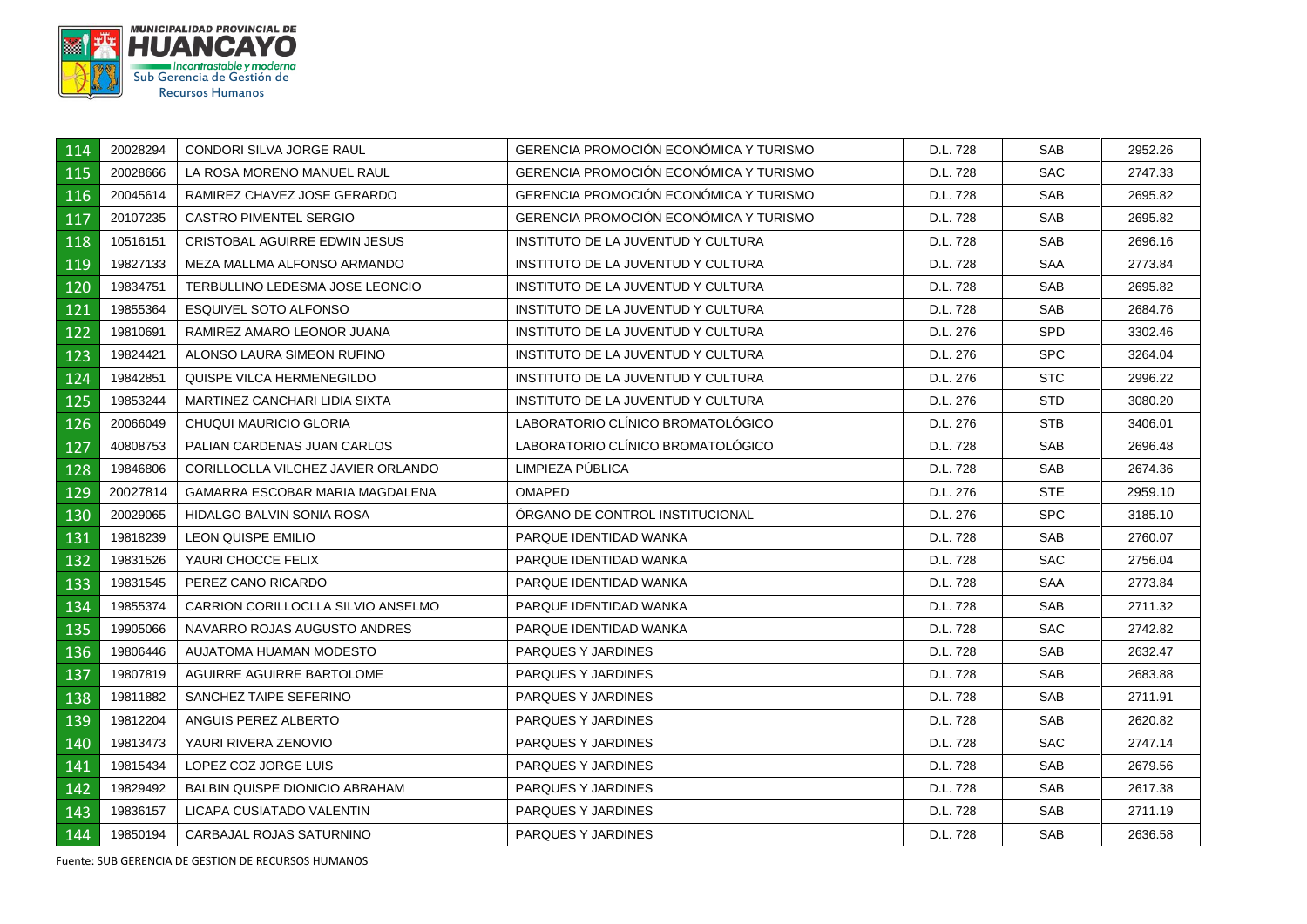| | | | | | | |
|---|---|---|---|---|---|---|
| 114 | 20028294 | CONDORI SILVA JORGE RAUL | GERENCIA PROMOCIÓN ECONÓMICA Y TURISMO | D.L. 728 | SAB | 2952.26 |
| 115 | 20028666 | LA ROSA MORENO MANUEL RAUL | GERENCIA PROMOCIÓN ECONÓMICA Y TURISMO | D.L. 728 | SAC | 2747.33 |
| 116 | 20045614 | RAMIREZ CHAVEZ JOSE GERARDO | GERENCIA PROMOCIÓN ECONÓMICA Y TURISMO | D.L. 728 | SAB | 2695.82 |
| 117 | 20107235 | CASTRO PIMENTEL SERGIO | GERENCIA PROMOCIÓN ECONÓMICA Y TURISMO | D.L. 728 | SAB | 2695.82 |
| 118 | 10516151 | CRISTOBAL AGUIRRE EDWIN JESUS | INSTITUTO DE LA JUVENTUD Y CULTURA | D.L. 728 | SAB | 2696.16 |
| 119 | 19827133 | MEZA MALLMA ALFONSO ARMANDO | INSTITUTO DE LA JUVENTUD Y CULTURA | D.L. 728 | SAA | 2773.84 |
| 120 | 19834751 | TERBULLINO LEDESMA JOSE LEONCIO | INSTITUTO DE LA JUVENTUD Y CULTURA | D.L. 728 | SAB | 2695.82 |
| 121 | 19855364 | ESQUIVEL SOTO ALFONSO | INSTITUTO DE LA JUVENTUD Y CULTURA | D.L. 728 | SAB | 2684.76 |
| 122 | 19810691 | RAMIREZ AMARO LEONOR JUANA | INSTITUTO DE LA JUVENTUD Y CULTURA | D.L. 276 | SPD | 3302.46 |
| 123 | 19824421 | ALONSO LAURA SIMEON RUFINO | INSTITUTO DE LA JUVENTUD Y CULTURA | D.L. 276 | SPC | 3264.04 |
| 124 | 19842851 | QUISPE VILCA HERMENEGILDO | INSTITUTO DE LA JUVENTUD Y CULTURA | D.L. 276 | STC | 2996.22 |
| 125 | 19853244 | MARTINEZ CANCHARI LIDIA SIXTA | INSTITUTO DE LA JUVENTUD Y CULTURA | D.L. 276 | STD | 3080.20 |
| 126 | 20066049 | CHUQUI MAURICIO GLORIA | LABORATORIO CLÍNICO BROMATOLÓGICO | D.L. 276 | STB | 3406.01 |
| 127 | 40808753 | PALIAN CARDENAS JUAN CARLOS | LABORATORIO CLÍNICO BROMATOLÓGICO | D.L. 728 | SAB | 2696.48 |
| 128 | 19846806 | CORILLOCLLA VILCHEZ JAVIER ORLANDO | LIMPIEZA PÚBLICA | D.L. 728 | SAB | 2674.36 |
| 129 | 20027814 | GAMARRA ESCOBAR MARIA MAGDALENA | OMAPED | D.L. 276 | STE | 2959.10 |
| 130 | 20029065 | HIDALGO BALVIN SONIA ROSA | ÓRGANO DE CONTROL INSTITUCIONAL | D.L. 276 | SPC | 3185.10 |
| 131 | 19818239 | LEON QUISPE EMILIO | PARQUE IDENTIDAD WANKA | D.L. 728 | SAB | 2760.07 |
| 132 | 19831526 | YAURI CHOCCE FELIX | PARQUE IDENTIDAD WANKA | D.L. 728 | SAC | 2756.04 |
| 133 | 19831545 | PEREZ CANO RICARDO | PARQUE IDENTIDAD WANKA | D.L. 728 | SAA | 2773.84 |
| 134 | 19855374 | CARRION CORILLOCLLA SILVIO ANSELMO | PARQUE IDENTIDAD WANKA | D.L. 728 | SAB | 2711.32 |
| 135 | 19905066 | NAVARRO ROJAS AUGUSTO ANDRES | PARQUE IDENTIDAD WANKA | D.L. 728 | SAC | 2742.82 |
| 136 | 19806446 | AUJATOMA HUAMAN MODESTO | PARQUES Y JARDINES | D.L. 728 | SAB | 2632.47 |
| 137 | 19807819 | AGUIRRE AGUIRRE BARTOLOME | PARQUES Y JARDINES | D.L. 728 | SAB | 2683.88 |
| 138 | 19811882 | SANCHEZ TAIPE SEFERINO | PARQUES Y JARDINES | D.L. 728 | SAB | 2711.91 |
| 139 | 19812204 | ANGUIS PEREZ ALBERTO | PARQUES Y JARDINES | D.L. 728 | SAB | 2620.82 |
| 140 | 19813473 | YAURI RIVERA ZENOVIO | PARQUES Y JARDINES | D.L. 728 | SAC | 2747.14 |
| 141 | 19815434 | LOPEZ COZ JORGE LUIS | PARQUES Y JARDINES | D.L. 728 | SAB | 2679.56 |
| 142 | 19829492 | BALBIN QUISPE DIONICIO ABRAHAM | PARQUES Y JARDINES | D.L. 728 | SAB | 2617.38 |
| 143 | 19836157 | LICAPA CUSIATADO VALENTIN | PARQUES Y JARDINES | D.L. 728 | SAB | 2711.19 |
| 144 | 19850194 | CARBAJAL ROJAS SATURNINO | PARQUES Y JARDINES | D.L. 728 | SAB | 2636.58 |

Fuente: SUB GERENCIA DE GESTION DE RECURSOS HUMANOS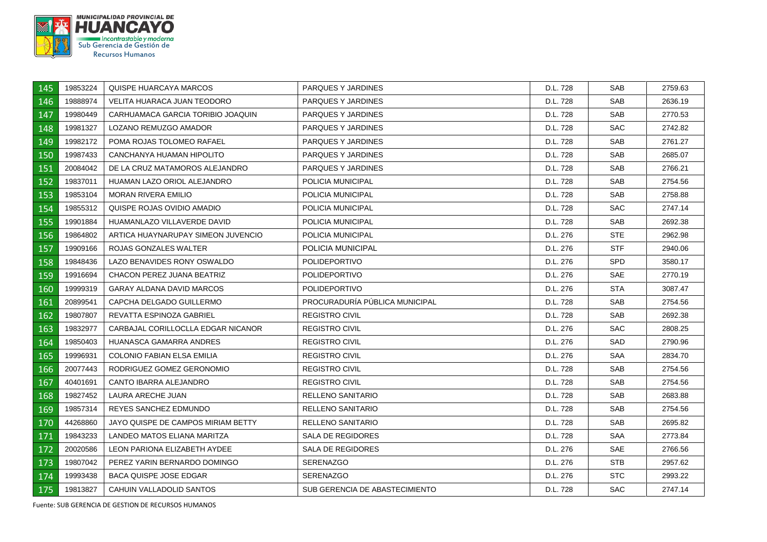| | | | | | | |
|---|---|---|---|---|---|---|
| 145 | 19853224 | QUISPE HUARCAYA MARCOS | PARQUES Y JARDINES | D.L. 728 | SAB | 2759.63 |
| 146 | 19888974 | VELITA HUARACA JUAN TEODORO | PARQUES Y JARDINES | D.L. 728 | SAB | 2636.19 |
| 147 | 19980449 | CARHUAMACA GARCIA TORIBIO JOAQUIN | PARQUES Y JARDINES | D.L. 728 | SAB | 2770.53 |
| 148 | 19981327 | LOZANO REMUZGO AMADOR | PARQUES Y JARDINES | D.L. 728 | SAC | 2742.82 |
| 149 | 19982172 | POMA ROJAS TOLOMEO RAFAEL | PARQUES Y JARDINES | D.L. 728 | SAB | 2761.27 |
| 150 | 19987433 | CANCHANYA HUAMAN HIPOLITO | PARQUES Y JARDINES | D.L. 728 | SAB | 2685.07 |
| 151 | 20084042 | DE LA CRUZ MATAMOROS ALEJANDRO | PARQUES Y JARDINES | D.L. 728 | SAB | 2766.21 |
| 152 | 19837011 | HUAMAN LAZO ORIOL ALEJANDRO | POLICIA MUNICIPAL | D.L. 728 | SAB | 2754.56 |
| 153 | 19853104 | MORAN RIVERA EMILIO | POLICIA MUNICIPAL | D.L. 728 | SAB | 2758.88 |
| 154 | 19855312 | QUISPE ROJAS OVIDIO AMADIO | POLICIA MUNICIPAL | D.L. 728 | SAC | 2747.14 |
| 155 | 19901884 | HUAMANLAZO VILLAVERDE DAVID | POLICIA MUNICIPAL | D.L. 728 | SAB | 2692.38 |
| 156 | 19864802 | ARTICA HUAYNARUPAY SIMEON JUVENCIO | POLICIA MUNICIPAL | D.L. 276 | STE | 2962.98 |
| 157 | 19909166 | ROJAS GONZALES WALTER | POLICIA MUNICIPAL | D.L. 276 | STF | 2940.06 |
| 158 | 19848436 | LAZO BENAVIDES RONY OSWALDO | POLIDEPORTIVO | D.L. 276 | SPD | 3580.17 |
| 159 | 19916694 | CHACON PEREZ JUANA BEATRIZ | POLIDEPORTIVO | D.L. 276 | SAE | 2770.19 |
| 160 | 19999319 | GARAY ALDANA DAVID MARCOS | POLIDEPORTIVO | D.L. 276 | STA | 3087.47 |
| 161 | 20899541 | CAPCHA DELGADO GUILLERMO | PROCURADURÍA PÚBLICA MUNICIPAL | D.L. 728 | SAB | 2754.56 |
| 162 | 19807807 | REVATTA ESPINOZA GABRIEL | REGISTRO CIVIL | D.L. 728 | SAB | 2692.38 |
| 163 | 19832977 | CARBAJAL CORILLOCLLA EDGAR NICANOR | REGISTRO CIVIL | D.L. 276 | SAC | 2808.25 |
| 164 | 19850403 | HUANASCA GAMARRA ANDRES | REGISTRO CIVIL | D.L. 276 | SAD | 2790.96 |
| 165 | 19996931 | COLONIO FABIAN ELSA EMILIA | REGISTRO CIVIL | D.L. 276 | SAA | 2834.70 |
| 166 | 20077443 | RODRIGUEZ GOMEZ GERONOMIO | REGISTRO CIVIL | D.L. 728 | SAB | 2754.56 |
| 167 | 40401691 | CANTO IBARRA ALEJANDRO | REGISTRO CIVIL | D.L. 728 | SAB | 2754.56 |
| 168 | 19827452 | LAURA ARECHE JUAN | RELLENO SANITARIO | D.L. 728 | SAB | 2683.88 |
| 169 | 19857314 | REYES SANCHEZ EDMUNDO | RELLENO SANITARIO | D.L. 728 | SAB | 2754.56 |
| 170 | 44268860 | JAYO QUISPE DE CAMPOS MIRIAM BETTY | RELLENO SANITARIO | D.L. 728 | SAB | 2695.82 |
| 171 | 19843233 | LANDEO MATOS ELIANA MARITZA | SALA DE REGIDORES | D.L. 728 | SAA | 2773.84 |
| 172 | 20020586 | LEON PARIONA ELIZABETH AYDEE | SALA DE REGIDORES | D.L. 276 | SAE | 2766.56 |
| 173 | 19807042 | PEREZ YARIN BERNARDO DOMINGO | SERENAZGO | D.L. 276 | STB | 2957.62 |
| 174 | 19993438 | BACA QUISPE JOSE EDGAR | SERENAZGO | D.L. 276 | STC | 2993.22 |
| 175 | 19813827 | CAHUIN VALLADOLID SANTOS | SUB GERENCIA DE ABASTECIMIENTO | D.L. 728 | SAC | 2747.14 |

Fuente: SUB GERENCIA DE GESTION DE RECURSOS HUMANOS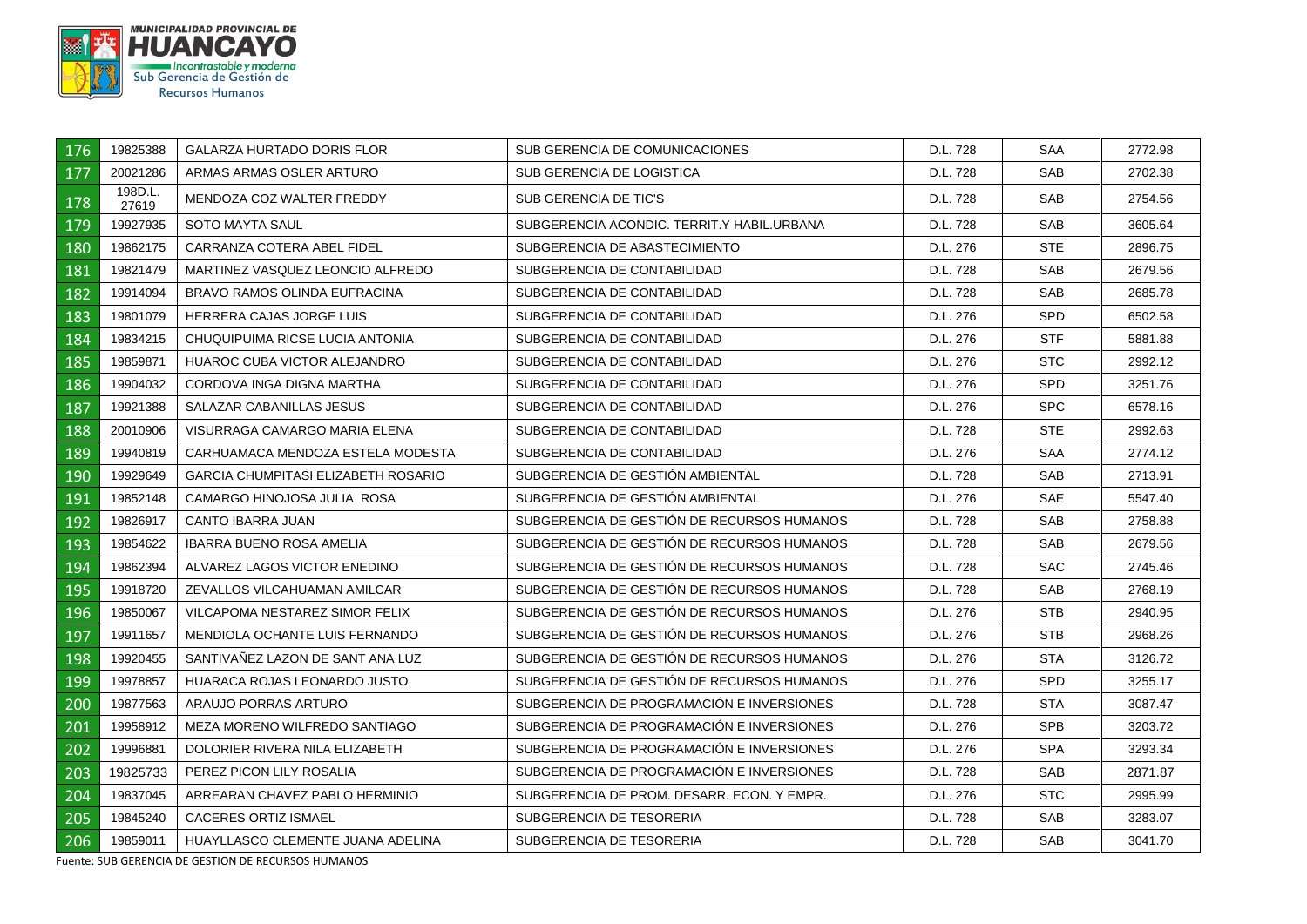| | | | | | | |
|---|---|---|---|---|---|---|
| 176 | 19825388 | GALARZA HURTADO DORIS FLOR | SUB GERENCIA DE COMUNICACIONES | D.L. 728 | SAA | 2772.98 |
| 177 | 20021286 | ARMAS ARMAS OSLER ARTURO | SUB GERENCIA DE LOGISTICA | D.L. 728 | SAB | 2702.38 |
| 178 | 198D.L. 27619 | MENDOZA COZ WALTER FREDDY | SUB GERENCIA DE TIC'S | D.L. 728 | SAB | 2754.56 |
| 179 | 19927935 | SOTO MAYTA SAUL | SUBGERENCIA ACONDIC. TERRIT.Y HABIL.URBANA | D.L. 728 | SAB | 3605.64 |
| 180 | 19862175 | CARRANZA COTERA ABEL FIDEL | SUBGERENCIA DE ABASTECIMIENTO | D.L. 276 | STE | 2896.75 |
| 181 | 19821479 | MARTINEZ VASQUEZ LEONCIO ALFREDO | SUBGERENCIA DE CONTABILIDAD | D.L. 728 | SAB | 2679.56 |
| 182 | 19914094 | BRAVO RAMOS OLINDA EUFRACINA | SUBGERENCIA DE CONTABILIDAD | D.L. 728 | SAB | 2685.78 |
| 183 | 19801079 | HERRERA CAJAS JORGE LUIS | SUBGERENCIA DE CONTABILIDAD | D.L. 276 | SPD | 6502.58 |
| 184 | 19834215 | CHUQUIPUIMA RICSE LUCIA ANTONIA | SUBGERENCIA DE CONTABILIDAD | D.L. 276 | STF | 5881.88 |
| 185 | 19859871 | HUAROC CUBA VICTOR ALEJANDRO | SUBGERENCIA DE CONTABILIDAD | D.L. 276 | STC | 2992.12 |
| 186 | 19904032 | CORDOVA INGA DIGNA MARTHA | SUBGERENCIA DE CONTABILIDAD | D.L. 276 | SPD | 3251.76 |
| 187 | 19921388 | SALAZAR CABANILLAS JESUS | SUBGERENCIA DE CONTABILIDAD | D.L. 276 | SPC | 6578.16 |
| 188 | 20010906 | VISURRAGA CAMARGO MARIA ELENA | SUBGERENCIA DE CONTABILIDAD | D.L. 728 | STE | 2992.63 |
| 189 | 19940819 | CARHUAMACA MENDOZA ESTELA MODESTA | SUBGERENCIA DE CONTABILIDAD | D.L. 276 | SAA | 2774.12 |
| 190 | 19929649 | GARCIA CHUMPITASI ELIZABETH ROSARIO | SUBGERENCIA DE GESTIÓN AMBIENTAL | D.L. 728 | SAB | 2713.91 |
| 191 | 19852148 | CAMARGO HINOJOSA JULIA ROSA | SUBGERENCIA DE GESTIÓN AMBIENTAL | D.L. 276 | SAE | 5547.40 |
| 192 | 19826917 | CANTO IBARRA JUAN | SUBGERENCIA DE GESTIÓN DE RECURSOS HUMANOS | D.L. 728 | SAB | 2758.88 |
| 193 | 19854622 | IBARRA BUENO ROSA AMELIA | SUBGERENCIA DE GESTIÓN DE RECURSOS HUMANOS | D.L. 728 | SAB | 2679.56 |
| 194 | 19862394 | ALVAREZ LAGOS VICTOR ENEDINO | SUBGERENCIA DE GESTIÓN DE RECURSOS HUMANOS | D.L. 728 | SAC | 2745.46 |
| 195 | 19918720 | ZEVALLOS VILCAHUAMAN AMILCAR | SUBGERENCIA DE GESTIÓN DE RECURSOS HUMANOS | D.L. 728 | SAB | 2768.19 |
| 196 | 19850067 | VILCAPOMA NESTAREZ SIMOR FELIX | SUBGERENCIA DE GESTIÓN DE RECURSOS HUMANOS | D.L. 276 | STB | 2940.95 |
| 197 | 19911657 | MENDIOLA OCHANTE LUIS FERNANDO | SUBGERENCIA DE GESTIÓN DE RECURSOS HUMANOS | D.L. 276 | STB | 2968.26 |
| 198 | 19920455 | SANTIVAÑEZ LAZON DE SANT ANA LUZ | SUBGERENCIA DE GESTIÓN DE RECURSOS HUMANOS | D.L. 276 | STA | 3126.72 |
| 199 | 19978857 | HUARACA ROJAS LEONARDO JUSTO | SUBGERENCIA DE GESTIÓN DE RECURSOS HUMANOS | D.L. 276 | SPD | 3255.17 |
| 200 | 19877563 | ARAUJO PORRAS ARTURO | SUBGERENCIA DE PROGRAMACIÓN E INVERSIONES | D.L. 728 | STA | 3087.47 |
| 201 | 19958912 | MEZA MORENO WILFREDO SANTIAGO | SUBGERENCIA DE PROGRAMACIÓN E INVERSIONES | D.L. 276 | SPB | 3203.72 |
| 202 | 19996881 | DOLORIER RIVERA NILA ELIZABETH | SUBGERENCIA DE PROGRAMACIÓN E INVERSIONES | D.L. 276 | SPA | 3293.34 |
| 203 | 19825733 | PEREZ PICON LILY ROSALIA | SUBGERENCIA DE PROGRAMACIÓN E INVERSIONES | D.L. 728 | SAB | 2871.87 |
| 204 | 19837045 | ARREARAN CHAVEZ PABLO HERMINIO | SUBGERENCIA DE PROM. DESARR. ECON. Y EMPR. | D.L. 276 | STC | 2995.99 |
| 205 | 19845240 | CACERES ORTIZ ISMAEL | SUBGERENCIA DE TESORERIA | D.L. 728 | SAB | 3283.07 |
| 206 | 19859011 | HUAYLLASCO CLEMENTE JUANA ADELINA | SUBGERENCIA DE TESORERIA | D.L. 728 | SAB | 3041.70 |

Fuente: SUB GERENCIA DE GESTION DE RECURSOS HUMANOS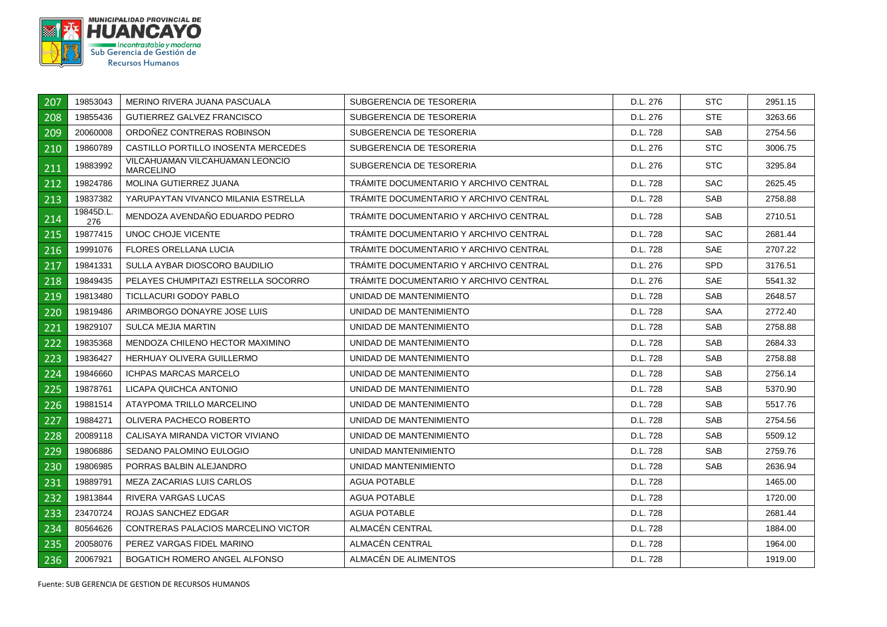| 207 | 19853043 | MERINO RIVERA JUANA PASCUALA | SUBGERENCIA DE TESORERIA | D.L. 276 | STC | 2951.15 |
|---|---|---|---|---|---|---|
| 208 | 19855436 | GUTIERREZ GALVEZ FRANCISCO | SUBGERENCIA DE TESORERIA | D.L. 276 | STE | 3263.66 |
| 209 | 20060008 | ORDOÑEZ CONTRERAS ROBINSON | SUBGERENCIA DE TESORERIA | D.L. 728 | SAB | 2754.56 |
| 210 | 19860789 | CASTILLO PORTILLO INOSENTA MERCEDES | SUBGERENCIA DE TESORERIA | D.L. 276 | STC | 3006.75 |
| 211 | 19883992 | VILCAHUAMAN VILCAHUAMAN LEONCIO MARCELINO | SUBGERENCIA DE TESORERIA | D.L. 276 | STC | 3295.84 |
| 212 | 19824786 | MOLINA GUTIERREZ JUANA | TRÁMITE DOCUMENTARIO Y ARCHIVO CENTRAL | D.L. 728 | SAC | 2625.45 |
| 213 | 19837382 | YARUPAYTAN VIVANCO MILANIA ESTRELLA | TRÁMITE DOCUMENTARIO Y ARCHIVO CENTRAL | D.L. 728 | SAB | 2758.88 |
| 214 | 19845D.L. 276 | MENDOZA AVENDAÑO EDUARDO PEDRO | TRÁMITE DOCUMENTARIO Y ARCHIVO CENTRAL | D.L. 728 | SAB | 2710.51 |
| 215 | 19877415 | UNOC CHOJE VICENTE | TRÁMITE DOCUMENTARIO Y ARCHIVO CENTRAL | D.L. 728 | SAC | 2681.44 |
| 216 | 19991076 | FLORES ORELLANA LUCIA | TRÁMITE DOCUMENTARIO Y ARCHIVO CENTRAL | D.L. 728 | SAE | 2707.22 |
| 217 | 19841331 | SULLA AYBAR DIOSCORO BAUDILIO | TRÁMITE DOCUMENTARIO Y ARCHIVO CENTRAL | D.L. 276 | SPD | 3176.51 |
| 218 | 19849435 | PELAYES CHUMPITAZI ESTRELLA SOCORRO | TRÁMITE DOCUMENTARIO Y ARCHIVO CENTRAL | D.L. 276 | SAE | 5541.32 |
| 219 | 19813480 | TICLLACURI GODOY PABLO | UNIDAD DE MANTENIMIENTO | D.L. 728 | SAB | 2648.57 |
| 220 | 19819486 | ARIMBORGO DONAYRE JOSE LUIS | UNIDAD DE MANTENIMIENTO | D.L. 728 | SAA | 2772.40 |
| 221 | 19829107 | SULCA MEJIA MARTIN | UNIDAD DE MANTENIMIENTO | D.L. 728 | SAB | 2758.88 |
| 222 | 19835368 | MENDOZA CHILENO HECTOR MAXIMINO | UNIDAD DE MANTENIMIENTO | D.L. 728 | SAB | 2684.33 |
| 223 | 19836427 | HERHUAY OLIVERA GUILLERMO | UNIDAD DE MANTENIMIENTO | D.L. 728 | SAB | 2758.88 |
| 224 | 19846660 | ICHPAS MARCAS MARCELO | UNIDAD DE MANTENIMIENTO | D.L. 728 | SAB | 2756.14 |
| 225 | 19878761 | LICAPA QUICHCA ANTONIO | UNIDAD DE MANTENIMIENTO | D.L. 728 | SAB | 5370.90 |
| 226 | 19881514 | ATAYPOMA TRILLO MARCELINO | UNIDAD DE MANTENIMIENTO | D.L. 728 | SAB | 5517.76 |
| 227 | 19884271 | OLIVERA PACHECO ROBERTO | UNIDAD DE MANTENIMIENTO | D.L. 728 | SAB | 2754.56 |
| 228 | 20089118 | CALISAYA MIRANDA VICTOR VIVIANO | UNIDAD DE MANTENIMIENTO | D.L. 728 | SAB | 5509.12 |
| 229 | 19806886 | SEDANO PALOMINO EULOGIO | UNIDAD MANTENIMIENTO | D.L. 728 | SAB | 2759.76 |
| 230 | 19806985 | PORRAS BALBIN ALEJANDRO | UNIDAD MANTENIMIENTO | D.L. 728 | SAB | 2636.94 |
| 231 | 19889791 | MEZA ZACARIAS LUIS CARLOS | AGUA POTABLE | D.L. 728 | | 1465.00 |
| 232 | 19813844 | RIVERA VARGAS LUCAS | AGUA POTABLE | D.L. 728 | | 1720.00 |
| 233 | 23470724 | ROJAS SANCHEZ EDGAR | AGUA POTABLE | D.L. 728 | | 2681.44 |
| 234 | 80564626 | CONTRERAS PALACIOS MARCELINO VICTOR | ALMACÉN CENTRAL | D.L. 728 | | 1884.00 |
| 235 | 20058076 | PEREZ VARGAS FIDEL MARINO | ALMACÉN CENTRAL | D.L. 728 | | 1964.00 |
| 236 | 20067921 | BOGATICH ROMERO ANGEL ALFONSO | ALMACÉN DE ALIMENTOS | D.L. 728 | | 1919.00 |

Fuente: SUB GERENCIA DE GESTION DE RECURSOS HUMANOS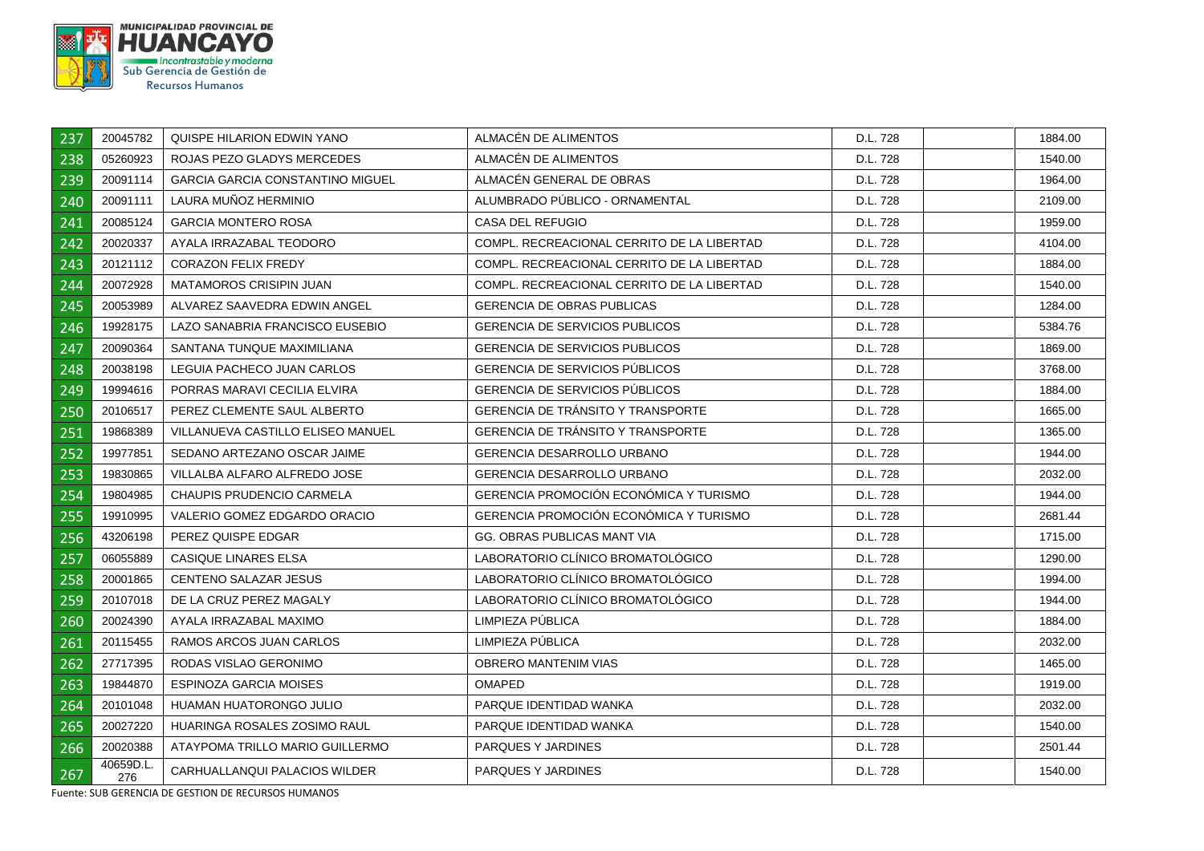| | | | | | | |
|---|---|---|---|---|---|---|
| 237 | 20045782 | QUISPE HILARION EDWIN YANO | ALMACÉN DE ALIMENTOS | D.L. 728 | | 1884.00 |
| 238 | 05260923 | ROJAS PEZO GLADYS MERCEDES | ALMACÉN DE ALIMENTOS | D.L. 728 | | 1540.00 |
| 239 | 20091114 | GARCIA GARCIA CONSTANTINO MIGUEL | ALMACÉN GENERAL DE OBRAS | D.L. 728 | | 1964.00 |
| 240 | 20091111 | LAURA MUÑOZ HERMINIO | ALUMBRADO PÚBLICO - ORNAMENTAL | D.L. 728 | | 2109.00 |
| 241 | 20085124 | GARCIA MONTERO ROSA | CASA DEL REFUGIO | D.L. 728 | | 1959.00 |
| 242 | 20020337 | AYALA IRRAZABAL TEODORO | COMPL. RECREACIONAL CERRITO DE LA LIBERTAD | D.L. 728 | | 4104.00 |
| 243 | 20121112 | CORAZON FELIX FREDY | COMPL. RECREACIONAL CERRITO DE LA LIBERTAD | D.L. 728 | | 1884.00 |
| 244 | 20072928 | MATAMOROS CRISIPIN JUAN | COMPL. RECREACIONAL CERRITO DE LA LIBERTAD | D.L. 728 | | 1540.00 |
| 245 | 20053989 | ALVAREZ SAAVEDRA EDWIN ANGEL | GERENCIA DE OBRAS PUBLICAS | D.L. 728 | | 1284.00 |
| 246 | 19928175 | LAZO SANABRIA FRANCISCO EUSEBIO | GERENCIA DE SERVICIOS PUBLICOS | D.L. 728 | | 5384.76 |
| 247 | 20090364 | SANTANA TUNQUE MAXIMILIANA | GERENCIA DE SERVICIOS PUBLICOS | D.L. 728 | | 1869.00 |
| 248 | 20038198 | LEGUIA PACHECO JUAN CARLOS | GERENCIA DE SERVICIOS PÚBLICOS | D.L. 728 | | 3768.00 |
| 249 | 19994616 | PORRAS MARAVI CECILIA ELVIRA | GERENCIA DE SERVICIOS PÚBLICOS | D.L. 728 | | 1884.00 |
| 250 | 20106517 | PEREZ CLEMENTE SAUL ALBERTO | GERENCIA DE TRÁNSITO Y TRANSPORTE | D.L. 728 | | 1665.00 |
| 251 | 19868389 | VILLANUEVA CASTILLO ELISEO MANUEL | GERENCIA DE TRÁNSITO Y TRANSPORTE | D.L. 728 | | 1365.00 |
| 252 | 19977851 | SEDANO ARTEZANO OSCAR JAIME | GERENCIA DESARROLLO URBANO | D.L. 728 | | 1944.00 |
| 253 | 19830865 | VILLALBA ALFARO ALFREDO JOSE | GERENCIA DESARROLLO URBANO | D.L. 728 | | 2032.00 |
| 254 | 19804985 | CHAUPIS PRUDENCIO CARMELA | GERENCIA PROMOCIÓN ECONÓMICA Y TURISMO | D.L. 728 | | 1944.00 |
| 255 | 19910995 | VALERIO GOMEZ EDGARDO ORACIO | GERENCIA PROMOCIÓN ECONÓMICA Y TURISMO | D.L. 728 | | 2681.44 |
| 256 | 43206198 | PEREZ QUISPE EDGAR | GG. OBRAS PUBLICAS MANT VIA | D.L. 728 | | 1715.00 |
| 257 | 06055889 | CASIQUE LINARES ELSA | LABORATORIO CLÍNICO BROMATOLÓGICO | D.L. 728 | | 1290.00 |
| 258 | 20001865 | CENTENO SALAZAR JESUS | LABORATORIO CLÍNICO BROMATOLÓGICO | D.L. 728 | | 1994.00 |
| 259 | 20107018 | DE LA CRUZ PEREZ MAGALY | LABORATORIO CLÍNICO BROMATOLÓGICO | D.L. 728 | | 1944.00 |
| 260 | 20024390 | AYALA IRRAZABAL MAXIMO | LIMPIEZA PÚBLICA | D.L. 728 | | 1884.00 |
| 261 | 20115455 | RAMOS ARCOS JUAN CARLOS | LIMPIEZA PÚBLICA | D.L. 728 | | 2032.00 |
| 262 | 27717395 | RODAS VISLAO GERONIMO | OBRERO MANTENIM VIAS | D.L. 728 | | 1465.00 |
| 263 | 19844870 | ESPINOZA GARCIA MOISES | OMAPED | D.L. 728 | | 1919.00 |
| 264 | 20101048 | HUAMAN HUATORONGO JULIO | PARQUE IDENTIDAD WANKA | D.L. 728 | | 2032.00 |
| 265 | 20027220 | HUARINGA ROSALES ZOSIMO RAUL | PARQUE IDENTIDAD WANKA | D.L. 728 | | 1540.00 |
| 266 | 20020388 | ATAYPOMA TRILLO MARIO GUILLERMO | PARQUES Y JARDINES | D.L. 728 | | 2501.44 |
| 267 | 40659D.L. 276 | CARHUALLANQUI PALACIOS WILDER | PARQUES Y JARDINES | D.L. 728 | | 1540.00 |

Fuente: SUB GERENCIA DE GESTION DE RECURSOS HUMANOS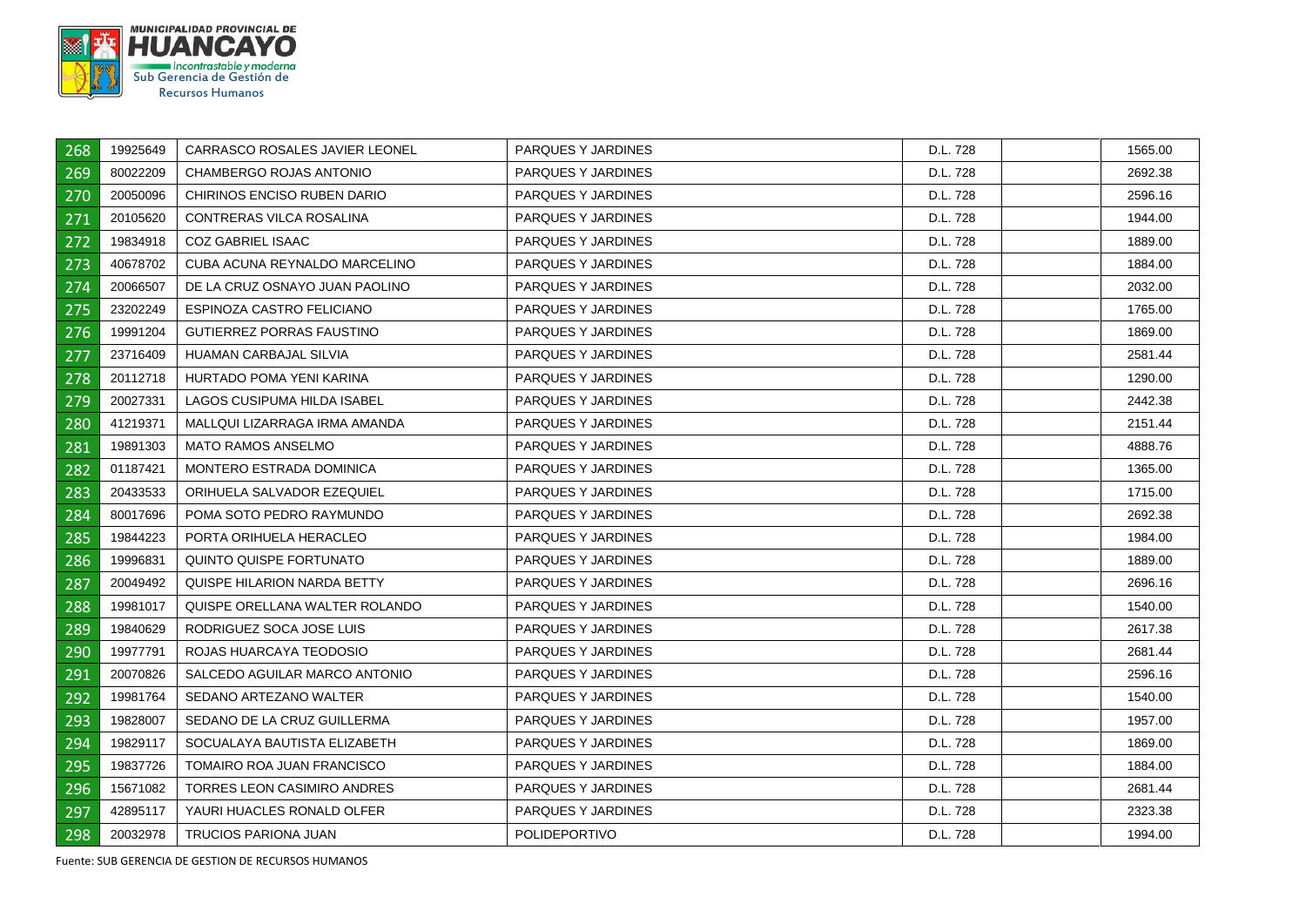| | | | | | | |
|---|---|---|---|---|---|---|
| 268 | 19925649 | CARRASCO ROSALES JAVIER LEONEL | PARQUES Y JARDINES | D.L. 728 | | 1565.00 |
| 269 | 80022209 | CHAMBERGO ROJAS ANTONIO | PARQUES Y JARDINES | D.L. 728 | | 2692.38 |
| 270 | 20050096 | CHIRINOS ENCISO RUBEN DARIO | PARQUES Y JARDINES | D.L. 728 | | 2596.16 |
| 271 | 20105620 | CONTRERAS VILCA ROSALINA | PARQUES Y JARDINES | D.L. 728 | | 1944.00 |
| 272 | 19834918 | COZ GABRIEL ISAAC | PARQUES Y JARDINES | D.L. 728 | | 1889.00 |
| 273 | 40678702 | CUBA ACUNA REYNALDO MARCELINO | PARQUES Y JARDINES | D.L. 728 | | 1884.00 |
| 274 | 20066507 | DE LA CRUZ OSNAYO JUAN PAOLINO | PARQUES Y JARDINES | D.L. 728 | | 2032.00 |
| 275 | 23202249 | ESPINOZA CASTRO FELICIANO | PARQUES Y JARDINES | D.L. 728 | | 1765.00 |
| 276 | 19991204 | GUTIERREZ PORRAS FAUSTINO | PARQUES Y JARDINES | D.L. 728 | | 1869.00 |
| 277 | 23716409 | HUAMAN CARBAJAL SILVIA | PARQUES Y JARDINES | D.L. 728 | | 2581.44 |
| 278 | 20112718 | HURTADO POMA YENI KARINA | PARQUES Y JARDINES | D.L. 728 | | 1290.00 |
| 279 | 20027331 | LAGOS CUSIPUMA HILDA ISABEL | PARQUES Y JARDINES | D.L. 728 | | 2442.38 |
| 280 | 41219371 | MALLQUI LIZARRAGA IRMA AMANDA | PARQUES Y JARDINES | D.L. 728 | | 2151.44 |
| 281 | 19891303 | MATO RAMOS ANSELMO | PARQUES Y JARDINES | D.L. 728 | | 4888.76 |
| 282 | 01187421 | MONTERO ESTRADA DOMINICA | PARQUES Y JARDINES | D.L. 728 | | 1365.00 |
| 283 | 20433533 | ORIHUELA SALVADOR EZEQUIEL | PARQUES Y JARDINES | D.L. 728 | | 1715.00 |
| 284 | 80017696 | POMA SOTO PEDRO RAYMUNDO | PARQUES Y JARDINES | D.L. 728 | | 2692.38 |
| 285 | 19844223 | PORTA ORIHUELA HERACLEO | PARQUES Y JARDINES | D.L. 728 | | 1984.00 |
| 286 | 19996831 | QUINTO QUISPE FORTUNATO | PARQUES Y JARDINES | D.L. 728 | | 1889.00 |
| 287 | 20049492 | QUISPE HILARION NARDA BETTY | PARQUES Y JARDINES | D.L. 728 | | 2696.16 |
| 288 | 19981017 | QUISPE ORELLANA WALTER ROLANDO | PARQUES Y JARDINES | D.L. 728 | | 1540.00 |
| 289 | 19840629 | RODRIGUEZ SOCA JOSE LUIS | PARQUES Y JARDINES | D.L. 728 | | 2617.38 |
| 290 | 19977791 | ROJAS HUARCAYA TEODOSIO | PARQUES Y JARDINES | D.L. 728 | | 2681.44 |
| 291 | 20070826 | SALCEDO AGUILAR MARCO ANTONIO | PARQUES Y JARDINES | D.L. 728 | | 2596.16 |
| 292 | 19981764 | SEDANO ARTEZANO WALTER | PARQUES Y JARDINES | D.L. 728 | | 1540.00 |
| 293 | 19828007 | SEDANO DE LA CRUZ GUILLERMA | PARQUES Y JARDINES | D.L. 728 | | 1957.00 |
| 294 | 19829117 | SOCUALAYA BAUTISTA ELIZABETH | PARQUES Y JARDINES | D.L. 728 | | 1869.00 |
| 295 | 19837726 | TOMAIRO ROA JUAN FRANCISCO | PARQUES Y JARDINES | D.L. 728 | | 1884.00 |
| 296 | 15671082 | TORRES LEON CASIMIRO ANDRES | PARQUES Y JARDINES | D.L. 728 | | 2681.44 |
| 297 | 42895117 | YAURI HUACLES RONALD OLFER | PARQUES Y JARDINES | D.L. 728 | | 2323.38 |
| 298 | 20032978 | TRUCIOS PARIONA JUAN | POLIDEPORTIVO | D.L. 728 | | 1994.00 |

Fuente: SUB GERENCIA DE GESTION DE RECURSOS HUMANOS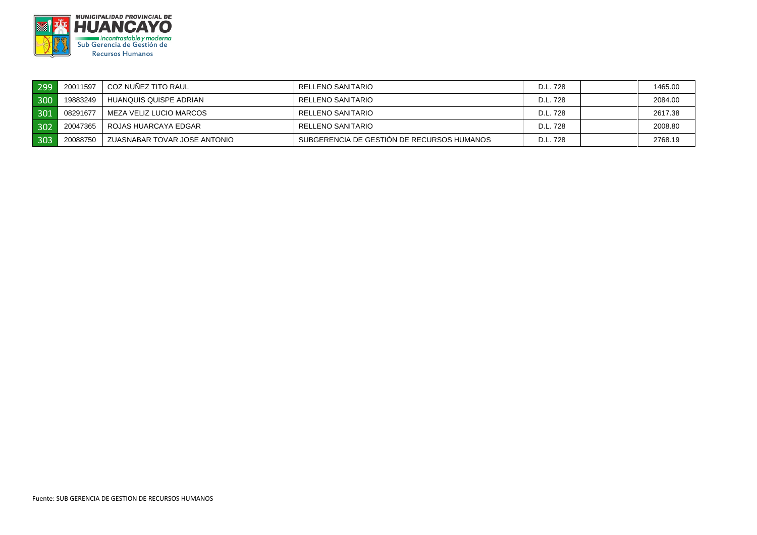MUNICIPALIDAD PROVINCIAL DE HUANCAYO
Incontrastable y moderna
Sub Gerencia de Gestión de Recursos Humanos

| | | | | | | |
|---|---|---|---|---|---|---|
| 299 | 20011597 | COZ NUÑEZ TITO RAUL | RELLENO SANITARIO | D.L. 728 | | 1465.00 |
| 300 | 19883249 | HUANQUIS QUISPE ADRIAN | RELLENO SANITARIO | D.L. 728 | | 2084.00 |
| 301 | 08291677 | MEZA VELIZ LUCIO MARCOS | RELLENO SANITARIO | D.L. 728 | | 2617.38 |
| 302 | 20047365 | ROJAS HUARCAYA EDGAR | RELLENO SANITARIO | D.L. 728 | | 2008.80 |
| 303 | 20088750 | ZUASNABAR TOVAR JOSE ANTONIO | SUBGERENCIA DE GESTIÓN DE RECURSOS HUMANOS | D.L. 728 | | 2768.19 |

Fuente: SUB GERENCIA DE GESTION DE RECURSOS HUMANOS